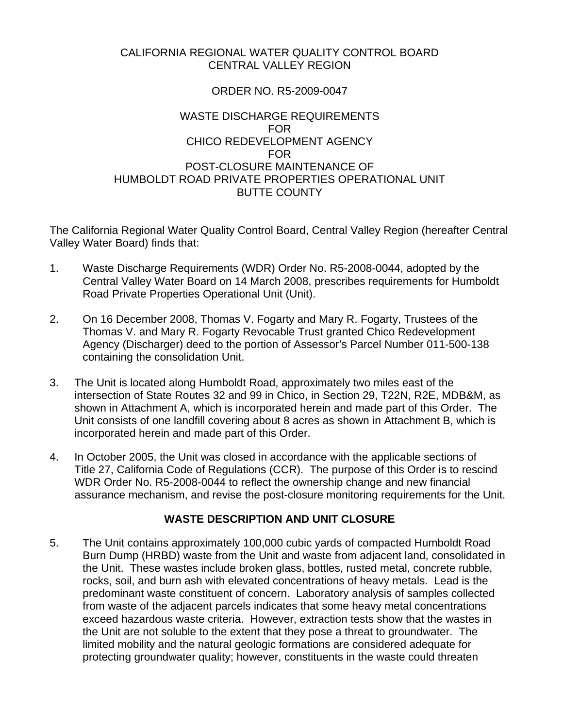CALIFORNIA REGIONAL WATER QUALITY CONTROL BOARD
CENTRAL VALLEY REGION

ORDER NO. R5-2009-0047

WASTE DISCHARGE REQUIREMENTS
FOR
CHICO REDEVELOPMENT AGENCY
FOR
POST-CLOSURE MAINTENANCE OF
HUMBOLDT ROAD PRIVATE PROPERTIES OPERATIONAL UNIT
BUTTE COUNTY

The California Regional Water Quality Control Board, Central Valley Region (hereafter Central Valley Water Board) finds that:

1. Waste Discharge Requirements (WDR) Order No. R5-2008-0044, adopted by the Central Valley Water Board on 14 March 2008, prescribes requirements for Humboldt Road Private Properties Operational Unit (Unit).

2. On 16 December 2008, Thomas V. Fogarty and Mary R. Fogarty, Trustees of the Thomas V. and Mary R. Fogarty Revocable Trust granted Chico Redevelopment Agency (Discharger) deed to the portion of Assessor's Parcel Number 011-500-138 containing the consolidation Unit.

3. The Unit is located along Humboldt Road, approximately two miles east of the intersection of State Routes 32 and 99 in Chico, in Section 29, T22N, R2E, MDB&M, as shown in Attachment A, which is incorporated herein and made part of this Order. The Unit consists of one landfill covering about 8 acres as shown in Attachment B, which is incorporated herein and made part of this Order.

4. In October 2005, the Unit was closed in accordance with the applicable sections of Title 27, California Code of Regulations (CCR). The purpose of this Order is to rescind WDR Order No. R5-2008-0044 to reflect the ownership change and new financial assurance mechanism, and revise the post-closure monitoring requirements for the Unit.

## WASTE DESCRIPTION AND UNIT CLOSURE

5. The Unit contains approximately 100,000 cubic yards of compacted Humboldt Road Burn Dump (HRBD) waste from the Unit and waste from adjacent land, consolidated in the Unit. These wastes include broken glass, bottles, rusted metal, concrete rubble, rocks, soil, and burn ash with elevated concentrations of heavy metals. Lead is the predominant waste constituent of concern. Laboratory analysis of samples collected from waste of the adjacent parcels indicates that some heavy metal concentrations exceed hazardous waste criteria. However, extraction tests show that the wastes in the Unit are not soluble to the extent that they pose a threat to groundwater. The limited mobility and the natural geologic formations are considered adequate for protecting groundwater quality; however, constituents in the waste could threaten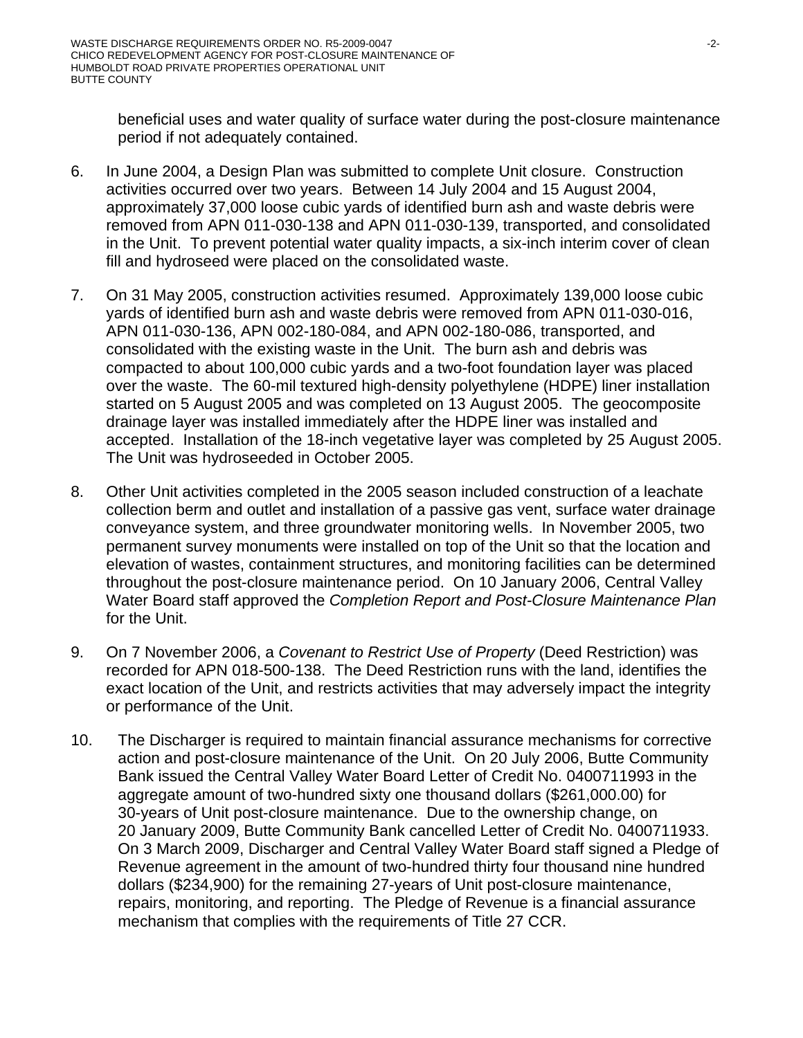beneficial uses and water quality of surface water during the post-closure maintenance period if not adequately contained.

6. In June 2004, a Design Plan was submitted to complete Unit closure. Construction activities occurred over two years. Between 14 July 2004 and 15 August 2004, approximately 37,000 loose cubic yards of identified burn ash and waste debris were removed from APN 011-030-138 and APN 011-030-139, transported, and consolidated in the Unit. To prevent potential water quality impacts, a six-inch interim cover of clean fill and hydroseed were placed on the consolidated waste.

7. On 31 May 2005, construction activities resumed. Approximately 139,000 loose cubic yards of identified burn ash and waste debris were removed from APN 011-030-016, APN 011-030-136, APN 002-180-084, and APN 002-180-086, transported, and consolidated with the existing waste in the Unit. The burn ash and debris was compacted to about 100,000 cubic yards and a two-foot foundation layer was placed over the waste. The 60-mil textured high-density polyethylene (HDPE) liner installation started on 5 August 2005 and was completed on 13 August 2005. The geocomposite drainage layer was installed immediately after the HDPE liner was installed and accepted. Installation of the 18-inch vegetative layer was completed by 25 August 2005. The Unit was hydroseeded in October 2005.

8. Other Unit activities completed in the 2005 season included construction of a leachate collection berm and outlet and installation of a passive gas vent, surface water drainage conveyance system, and three groundwater monitoring wells. In November 2005, two permanent survey monuments were installed on top of the Unit so that the location and elevation of wastes, containment structures, and monitoring facilities can be determined throughout the post-closure maintenance period. On 10 January 2006, Central Valley Water Board staff approved the *Completion Report and Post-Closure Maintenance Plan* for the Unit.

9. On 7 November 2006, a *Covenant to Restrict Use of Property* (Deed Restriction) was recorded for APN 018-500-138. The Deed Restriction runs with the land, identifies the exact location of the Unit, and restricts activities that may adversely impact the integrity or performance of the Unit.

10. The Discharger is required to maintain financial assurance mechanisms for corrective action and post-closure maintenance of the Unit. On 20 July 2006, Butte Community Bank issued the Central Valley Water Board Letter of Credit No. 0400711993 in the aggregate amount of two-hundred sixty one thousand dollars ($261,000.00) for 30-years of Unit post-closure maintenance. Due to the ownership change, on 20 January 2009, Butte Community Bank cancelled Letter of Credit No. 0400711933. On 3 March 2009, Discharger and Central Valley Water Board staff signed a Pledge of Revenue agreement in the amount of two-hundred thirty four thousand nine hundred dollars ($234,900) for the remaining 27-years of Unit post-closure maintenance, repairs, monitoring, and reporting. The Pledge of Revenue is a financial assurance mechanism that complies with the requirements of Title 27 CCR.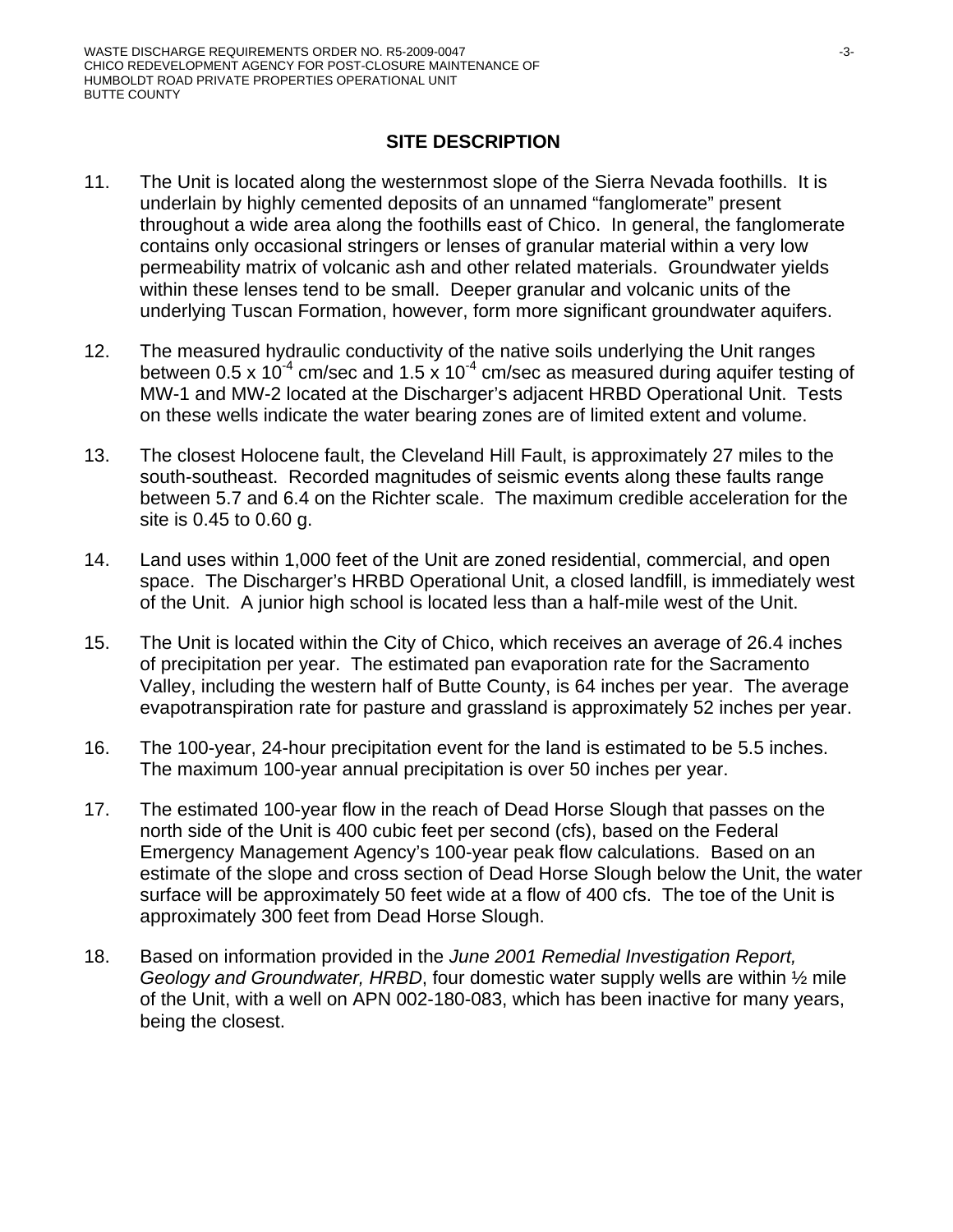## SITE DESCRIPTION

11. The Unit is located along the westernmost slope of the Sierra Nevada foothills. It is underlain by highly cemented deposits of an unnamed "fanglomerate" present throughout a wide area along the foothills east of Chico. In general, the fanglomerate contains only occasional stringers or lenses of granular material within a very low permeability matrix of volcanic ash and other related materials. Groundwater yields within these lenses tend to be small. Deeper granular and volcanic units of the underlying Tuscan Formation, however, form more significant groundwater aquifers.

12. The measured hydraulic conductivity of the native soils underlying the Unit ranges between $0.5 \times 10^{-4}$ cm/sec and $1.5 \times 10^{-4}$ cm/sec as measured during aquifer testing of MW-1 and MW-2 located at the Discharger's adjacent HRBD Operational Unit. Tests on these wells indicate the water bearing zones are of limited extent and volume.

13. The closest Holocene fault, the Cleveland Hill Fault, is approximately 27 miles to the south-southeast. Recorded magnitudes of seismic events along these faults range between 5.7 and 6.4 on the Richter scale. The maximum credible acceleration for the site is 0.45 to 0.60 g.

14. Land uses within 1,000 feet of the Unit are zoned residential, commercial, and open space. The Discharger's HRBD Operational Unit, a closed landfill, is immediately west of the Unit. A junior high school is located less than a half-mile west of the Unit.

15. The Unit is located within the City of Chico, which receives an average of 26.4 inches of precipitation per year. The estimated pan evaporation rate for the Sacramento Valley, including the western half of Butte County, is 64 inches per year. The average evapotranspiration rate for pasture and grassland is approximately 52 inches per year.

16. The 100-year, 24-hour precipitation event for the land is estimated to be 5.5 inches. The maximum 100-year annual precipitation is over 50 inches per year.

17. The estimated 100-year flow in the reach of Dead Horse Slough that passes on the north side of the Unit is 400 cubic feet per second (cfs), based on the Federal Emergency Management Agency's 100-year peak flow calculations. Based on an estimate of the slope and cross section of Dead Horse Slough below the Unit, the water surface will be approximately 50 feet wide at a flow of 400 cfs. The toe of the Unit is approximately 300 feet from Dead Horse Slough.

18. Based on information provided in the *June 2001 Remedial Investigation Report, Geology and Groundwater, HRBD*, four domestic water supply wells are within ½ mile of the Unit, with a well on APN 002-180-083, which has been inactive for many years, being the closest.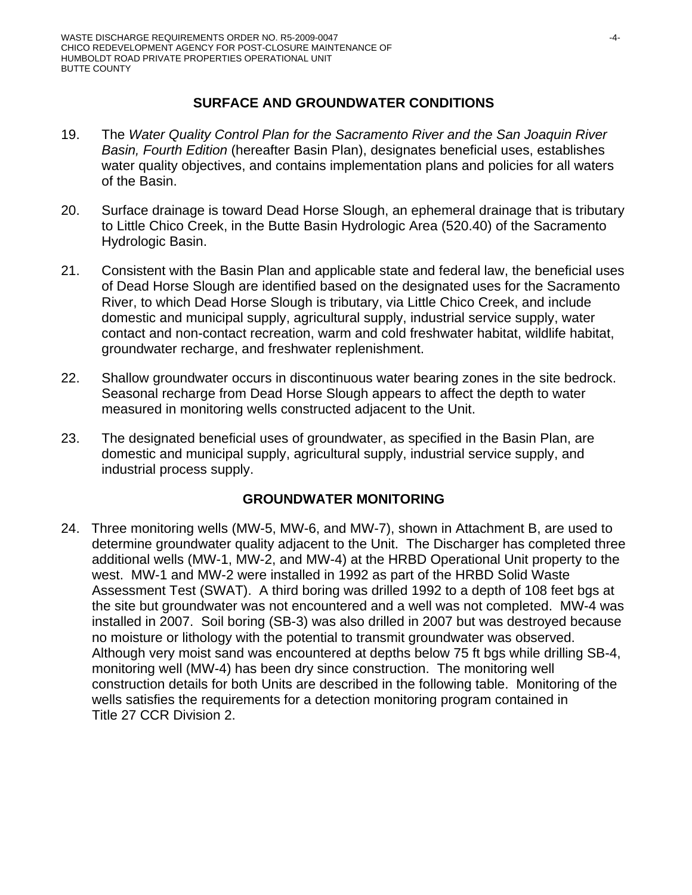## SURFACE AND GROUNDWATER CONDITIONS

19. The *Water Quality Control Plan for the Sacramento River and the San Joaquin River Basin, Fourth Edition* (hereafter Basin Plan), designates beneficial uses, establishes water quality objectives, and contains implementation plans and policies for all waters of the Basin.

20. Surface drainage is toward Dead Horse Slough, an ephemeral drainage that is tributary to Little Chico Creek, in the Butte Basin Hydrologic Area (520.40) of the Sacramento Hydrologic Basin.

21. Consistent with the Basin Plan and applicable state and federal law, the beneficial uses of Dead Horse Slough are identified based on the designated uses for the Sacramento River, to which Dead Horse Slough is tributary, via Little Chico Creek, and include domestic and municipal supply, agricultural supply, industrial service supply, water contact and non-contact recreation, warm and cold freshwater habitat, wildlife habitat, groundwater recharge, and freshwater replenishment.

22. Shallow groundwater occurs in discontinuous water bearing zones in the site bedrock. Seasonal recharge from Dead Horse Slough appears to affect the depth to water measured in monitoring wells constructed adjacent to the Unit.

23. The designated beneficial uses of groundwater, as specified in the Basin Plan, are domestic and municipal supply, agricultural supply, industrial service supply, and industrial process supply.

## GROUNDWATER MONITORING

24. Three monitoring wells (MW-5, MW-6, and MW-7), shown in Attachment B, are used to determine groundwater quality adjacent to the Unit. The Discharger has completed three additional wells (MW-1, MW-2, and MW-4) at the HRBD Operational Unit property to the west. MW-1 and MW-2 were installed in 1992 as part of the HRBD Solid Waste Assessment Test (SWAT). A third boring was drilled 1992 to a depth of 108 feet bgs at the site but groundwater was not encountered and a well was not completed. MW-4 was installed in 2007. Soil boring (SB-3) was also drilled in 2007 but was destroyed because no moisture or lithology with the potential to transmit groundwater was observed. Although very moist sand was encountered at depths below 75 ft bgs while drilling SB-4, monitoring well (MW-4) has been dry since construction. The monitoring well construction details for both Units are described in the following table. Monitoring of the wells satisfies the requirements for a detection monitoring program contained in Title 27 CCR Division 2.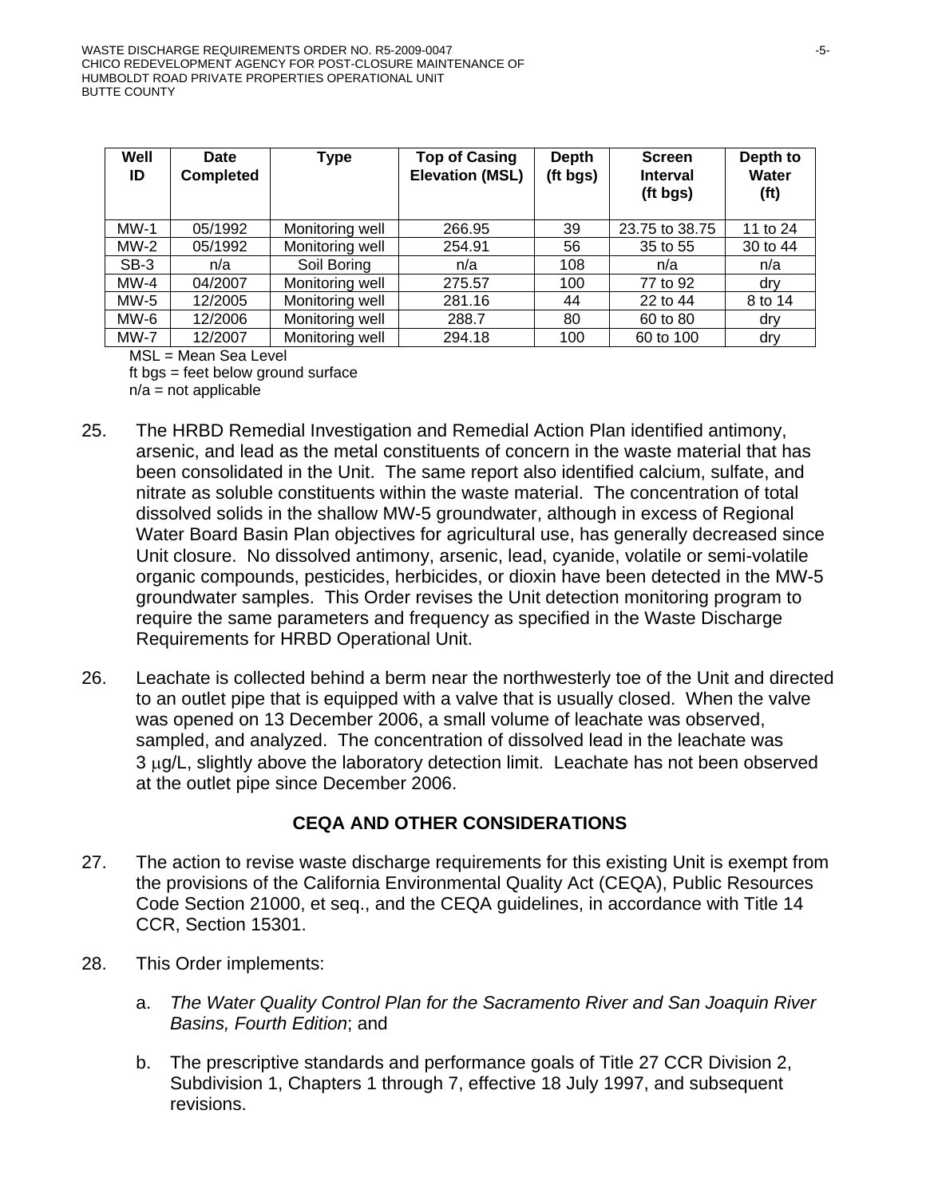| Well ID | Date Completed | Type | Top of Casing Elevation (MSL) | Depth (ft bgs) | Screen Interval (ft bgs) | Depth to Water (ft) |
|---|---|---|---|---|---|---|
| MW-1 | 05/1992 | Monitoring well | 266.95 | 39 | 23.75 to 38.75 | 11 to 24 |
| MW-2 | 05/1992 | Monitoring well | 254.91 | 56 | 35 to 55 | 30 to 44 |
| SB-3 | n/a | Soil Boring | n/a | 108 | n/a | n/a |
| MW-4 | 04/2007 | Monitoring well | 275.57 | 100 | 77 to 92 | dry |
| MW-5 | 12/2005 | Monitoring well | 281.16 | 44 | 22 to 44 | 8 to 14 |
| MW-6 | 12/2006 | Monitoring well | 288.7 | 80 | 60 to 80 | dry |
| MW-7 | 12/2007 | Monitoring well | 294.18 | 100 | 60 to 100 | dry |

MSL = Mean Sea Level
ft bgs = feet below ground surface
n/a = not applicable

25. The HRBD Remedial Investigation and Remedial Action Plan identified antimony, arsenic, and lead as the metal constituents of concern in the waste material that has been consolidated in the Unit. The same report also identified calcium, sulfate, and nitrate as soluble constituents within the waste material. The concentration of total dissolved solids in the shallow MW-5 groundwater, although in excess of Regional Water Board Basin Plan objectives for agricultural use, has generally decreased since Unit closure. No dissolved antimony, arsenic, lead, cyanide, volatile or semi-volatile organic compounds, pesticides, herbicides, or dioxin have been detected in the MW-5 groundwater samples. This Order revises the Unit detection monitoring program to require the same parameters and frequency as specified in the Waste Discharge Requirements for HRBD Operational Unit.

26. Leachate is collected behind a berm near the northwesterly toe of the Unit and directed to an outlet pipe that is equipped with a valve that is usually closed. When the valve was opened on 13 December 2006, a small volume of leachate was observed, sampled, and analyzed. The concentration of dissolved lead in the leachate was 3 μg/L, slightly above the laboratory detection limit. Leachate has not been observed at the outlet pipe since December 2006.

## CEQA AND OTHER CONSIDERATIONS

27. The action to revise waste discharge requirements for this existing Unit is exempt from the provisions of the California Environmental Quality Act (CEQA), Public Resources Code Section 21000, et seq., and the CEQA guidelines, in accordance with Title 14 CCR, Section 15301.

28. This Order implements:

    a. *The Water Quality Control Plan for the Sacramento River and San Joaquin River Basins, Fourth Edition*; and

    b. The prescriptive standards and performance goals of Title 27 CCR Division 2, Subdivision 1, Chapters 1 through 7, effective 18 July 1997, and subsequent revisions.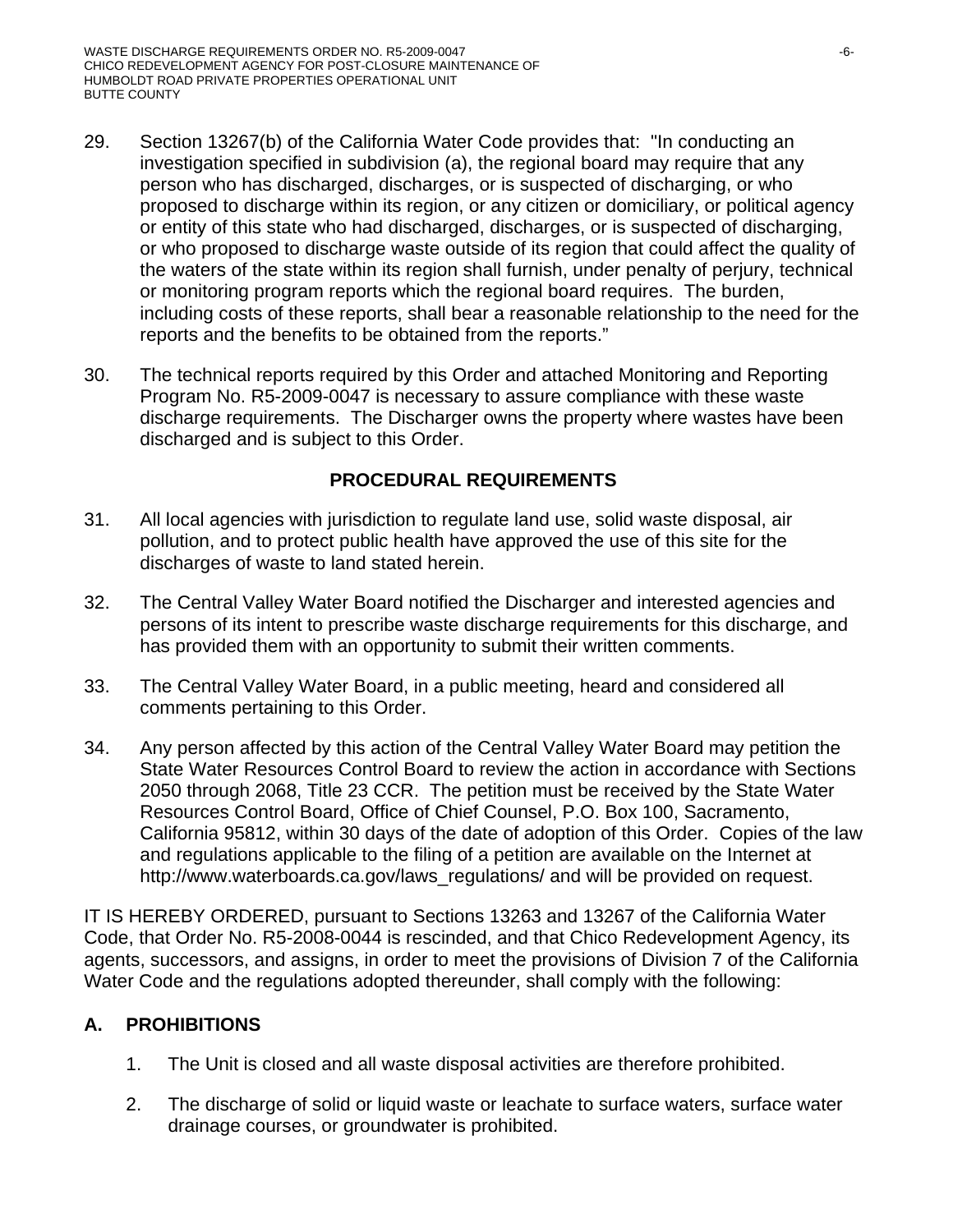29. Section 13267(b) of the California Water Code provides that: "In conducting an investigation specified in subdivision (a), the regional board may require that any person who has discharged, discharges, or is suspected of discharging, or who proposed to discharge within its region, or any citizen or domiciliary, or political agency or entity of this state who had discharged, discharges, or is suspected of discharging, or who proposed to discharge waste outside of its region that could affect the quality of the waters of the state within its region shall furnish, under penalty of perjury, technical or monitoring program reports which the regional board requires. The burden, including costs of these reports, shall bear a reasonable relationship to the need for the reports and the benefits to be obtained from the reports."

30. The technical reports required by this Order and attached Monitoring and Reporting Program No. R5-2009-0047 is necessary to assure compliance with these waste discharge requirements. The Discharger owns the property where wastes have been discharged and is subject to this Order.

## PROCEDURAL REQUIREMENTS

31. All local agencies with jurisdiction to regulate land use, solid waste disposal, air pollution, and to protect public health have approved the use of this site for the discharges of waste to land stated herein.

32. The Central Valley Water Board notified the Discharger and interested agencies and persons of its intent to prescribe waste discharge requirements for this discharge, and has provided them with an opportunity to submit their written comments.

33. The Central Valley Water Board, in a public meeting, heard and considered all comments pertaining to this Order.

34. Any person affected by this action of the Central Valley Water Board may petition the State Water Resources Control Board to review the action in accordance with Sections 2050 through 2068, Title 23 CCR. The petition must be received by the State Water Resources Control Board, Office of Chief Counsel, P.O. Box 100, Sacramento, California 95812, within 30 days of the date of adoption of this Order. Copies of the law and regulations applicable to the filing of a petition are available on the Internet at http://www.waterboards.ca.gov/laws_regulations/ and will be provided on request.

IT IS HEREBY ORDERED, pursuant to Sections 13263 and 13267 of the California Water Code, that Order No. R5-2008-0044 is rescinded, and that Chico Redevelopment Agency, its agents, successors, and assigns, in order to meet the provisions of Division 7 of the California Water Code and the regulations adopted thereunder, shall comply with the following:

## A. PROHIBITIONS

1. The Unit is closed and all waste disposal activities are therefore prohibited.

2. The discharge of solid or liquid waste or leachate to surface waters, surface water drainage courses, or groundwater is prohibited.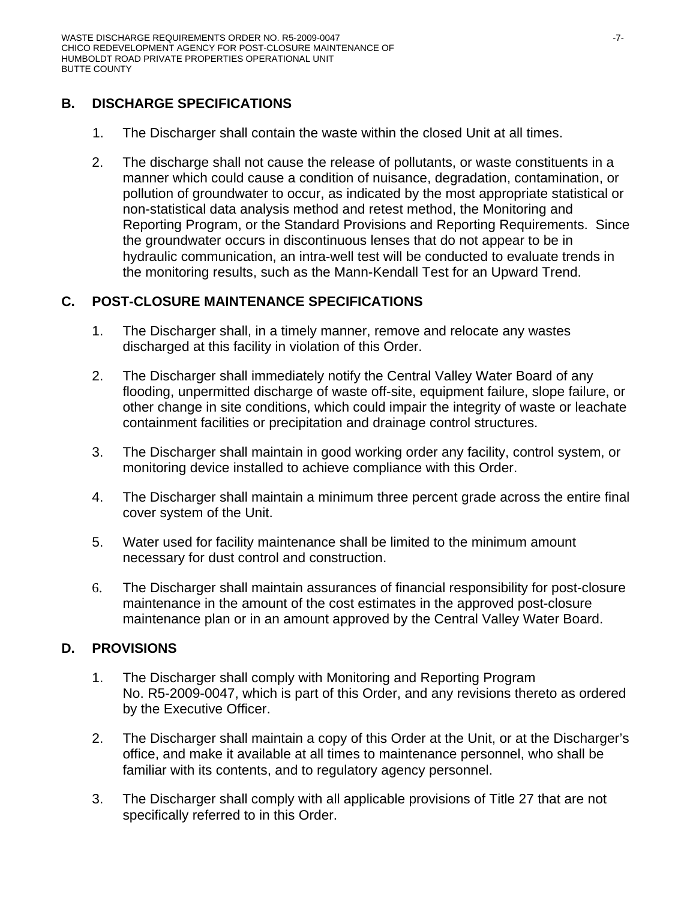## B. DISCHARGE SPECIFICATIONS

1. The Discharger shall contain the waste within the closed Unit at all times.

2. The discharge shall not cause the release of pollutants, or waste constituents in a manner which could cause a condition of nuisance, degradation, contamination, or pollution of groundwater to occur, as indicated by the most appropriate statistical or non-statistical data analysis method and retest method, the Monitoring and Reporting Program, or the Standard Provisions and Reporting Requirements. Since the groundwater occurs in discontinuous lenses that do not appear to be in hydraulic communication, an intra-well test will be conducted to evaluate trends in the monitoring results, such as the Mann-Kendall Test for an Upward Trend.

## C. POST-CLOSURE MAINTENANCE SPECIFICATIONS

1. The Discharger shall, in a timely manner, remove and relocate any wastes discharged at this facility in violation of this Order.

2. The Discharger shall immediately notify the Central Valley Water Board of any flooding, unpermitted discharge of waste off-site, equipment failure, slope failure, or other change in site conditions, which could impair the integrity of waste or leachate containment facilities or precipitation and drainage control structures.

3. The Discharger shall maintain in good working order any facility, control system, or monitoring device installed to achieve compliance with this Order.

4. The Discharger shall maintain a minimum three percent grade across the entire final cover system of the Unit.

5. Water used for facility maintenance shall be limited to the minimum amount necessary for dust control and construction.

6. The Discharger shall maintain assurances of financial responsibility for post-closure maintenance in the amount of the cost estimates in the approved post-closure maintenance plan or in an amount approved by the Central Valley Water Board.

## D. PROVISIONS

1. The Discharger shall comply with Monitoring and Reporting Program No. R5-2009-0047, which is part of this Order, and any revisions thereto as ordered by the Executive Officer.

2. The Discharger shall maintain a copy of this Order at the Unit, or at the Discharger's office, and make it available at all times to maintenance personnel, who shall be familiar with its contents, and to regulatory agency personnel.

3. The Discharger shall comply with all applicable provisions of Title 27 that are not specifically referred to in this Order.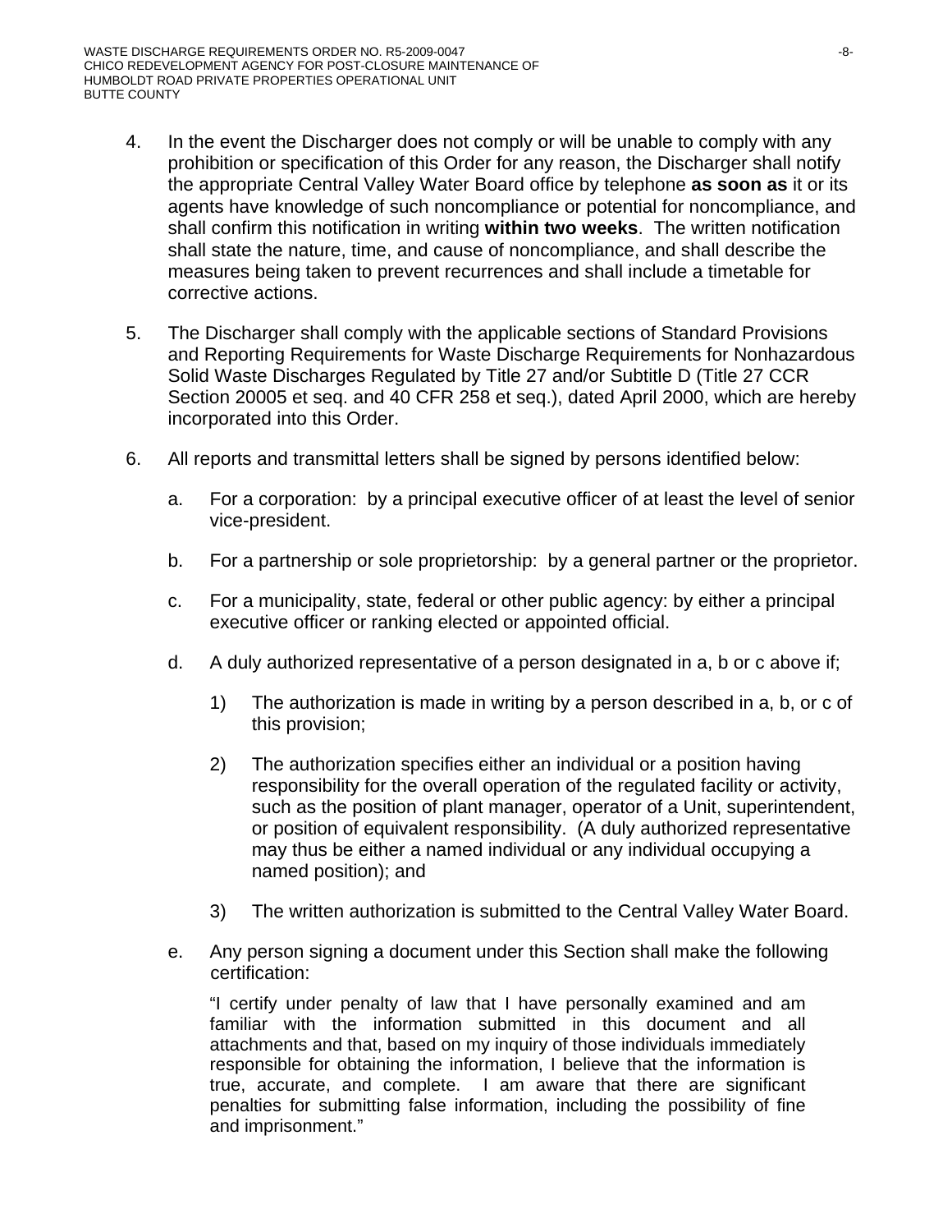4. In the event the Discharger does not comply or will be unable to comply with any prohibition or specification of this Order for any reason, the Discharger shall notify the appropriate Central Valley Water Board office by telephone **as soon as** it or its agents have knowledge of such noncompliance or potential for noncompliance, and shall confirm this notification in writing **within two weeks**. The written notification shall state the nature, time, and cause of noncompliance, and shall describe the measures being taken to prevent recurrences and shall include a timetable for corrective actions.

5. The Discharger shall comply with the applicable sections of Standard Provisions and Reporting Requirements for Waste Discharge Requirements for Nonhazardous Solid Waste Discharges Regulated by Title 27 and/or Subtitle D (Title 27 CCR Section 20005 et seq. and 40 CFR 258 et seq.), dated April 2000, which are hereby incorporated into this Order.

6. All reports and transmittal letters shall be signed by persons identified below:

   a. For a corporation: by a principal executive officer of at least the level of senior vice-president.

   b. For a partnership or sole proprietorship: by a general partner or the proprietor.

   c. For a municipality, state, federal or other public agency: by either a principal executive officer or ranking elected or appointed official.

   d. A duly authorized representative of a person designated in a, b or c above if;

      1) The authorization is made in writing by a person described in a, b, or c of this provision;

      2) The authorization specifies either an individual or a position having responsibility for the overall operation of the regulated facility or activity, such as the position of plant manager, operator of a Unit, superintendent, or position of equivalent responsibility. (A duly authorized representative may thus be either a named individual or any individual occupying a named position); and

      3) The written authorization is submitted to the Central Valley Water Board.

   e. Any person signing a document under this Section shall make the following certification:

      "I certify under penalty of law that I have personally examined and am familiar with the information submitted in this document and all attachments and that, based on my inquiry of those individuals immediately responsible for obtaining the information, I believe that the information is true, accurate, and complete. I am aware that there are significant penalties for submitting false information, including the possibility of fine and imprisonment."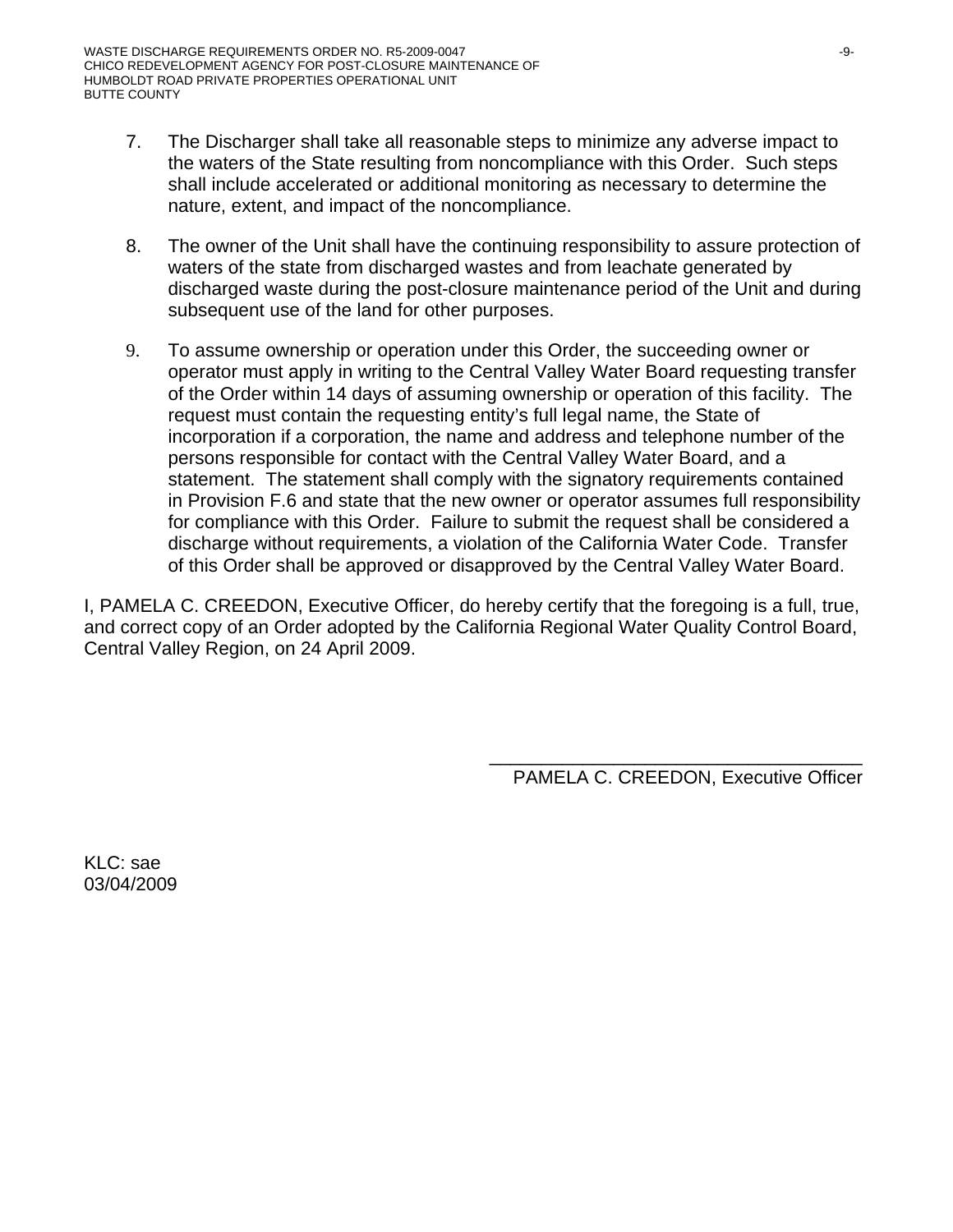7. The Discharger shall take all reasonable steps to minimize any adverse impact to the waters of the State resulting from noncompliance with this Order. Such steps shall include accelerated or additional monitoring as necessary to determine the nature, extent, and impact of the noncompliance.

8. The owner of the Unit shall have the continuing responsibility to assure protection of waters of the state from discharged wastes and from leachate generated by discharged waste during the post-closure maintenance period of the Unit and during subsequent use of the land for other purposes.

9. To assume ownership or operation under this Order, the succeeding owner or operator must apply in writing to the Central Valley Water Board requesting transfer of the Order within 14 days of assuming ownership or operation of this facility. The request must contain the requesting entity's full legal name, the State of incorporation if a corporation, the name and address and telephone number of the persons responsible for contact with the Central Valley Water Board, and a statement. The statement shall comply with the signatory requirements contained in Provision F.6 and state that the new owner or operator assumes full responsibility for compliance with this Order. Failure to submit the request shall be considered a discharge without requirements, a violation of the California Water Code. Transfer of this Order shall be approved or disapproved by the Central Valley Water Board.

I, PAMELA C. CREEDON, Executive Officer, do hereby certify that the foregoing is a full, true, and correct copy of an Order adopted by the California Regional Water Quality Control Board, Central Valley Region, on 24 April 2009.

\_\_\_\_\_\_\_\_\_\_\_\_\_\_\_\_\_\_\_\_\_\_\_\_\_\_\_\_\_\_\_\_\_\_\_\_\_\_

PAMELA C. CREEDON, Executive Officer

KLC: sae
03/04/2009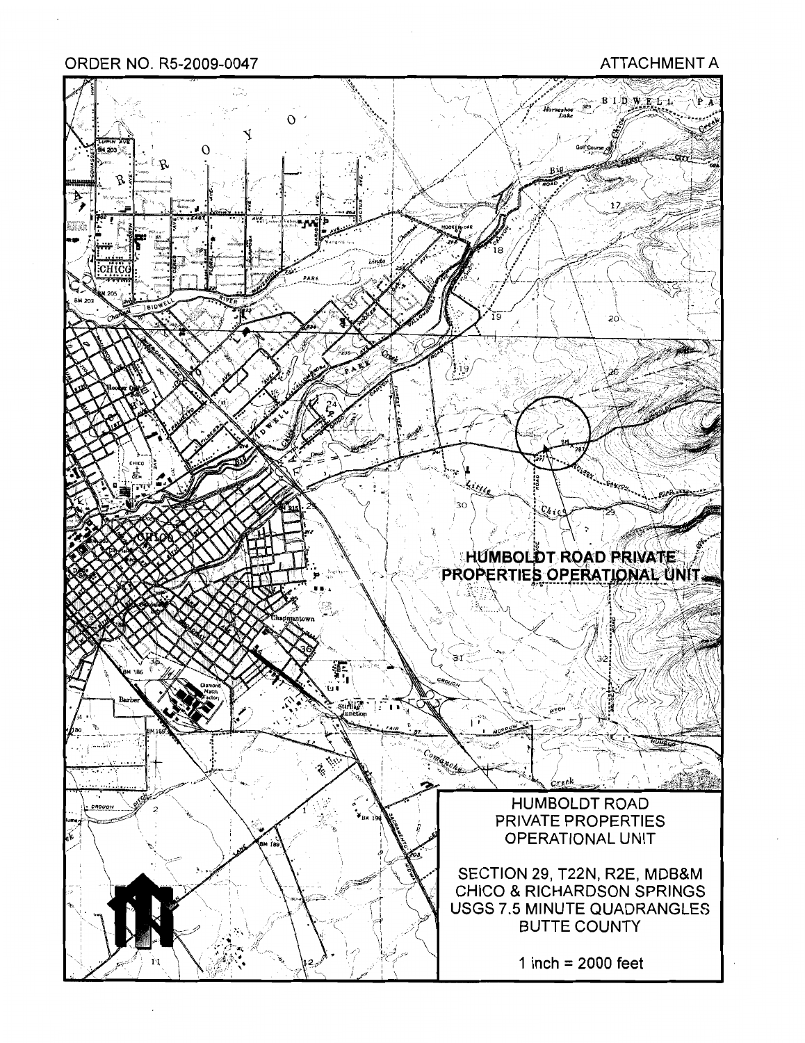ORDER NO. R5-2009-0047

ATTACHMENT A

HUMBOLDT ROAD PRIVATE PROPERTIES OPERATIONAL UNIT

HUMBOLDT ROAD
PRIVATE PROPERTIES
OPERATIONAL UNIT

SECTION 29, T22N, R2E, MDB&M
CHICO & RICHARDSON SPRINGS
USGS 7.5 MINUTE QUADRANGLES
BUTTE COUNTY

1 inch = 2000 feet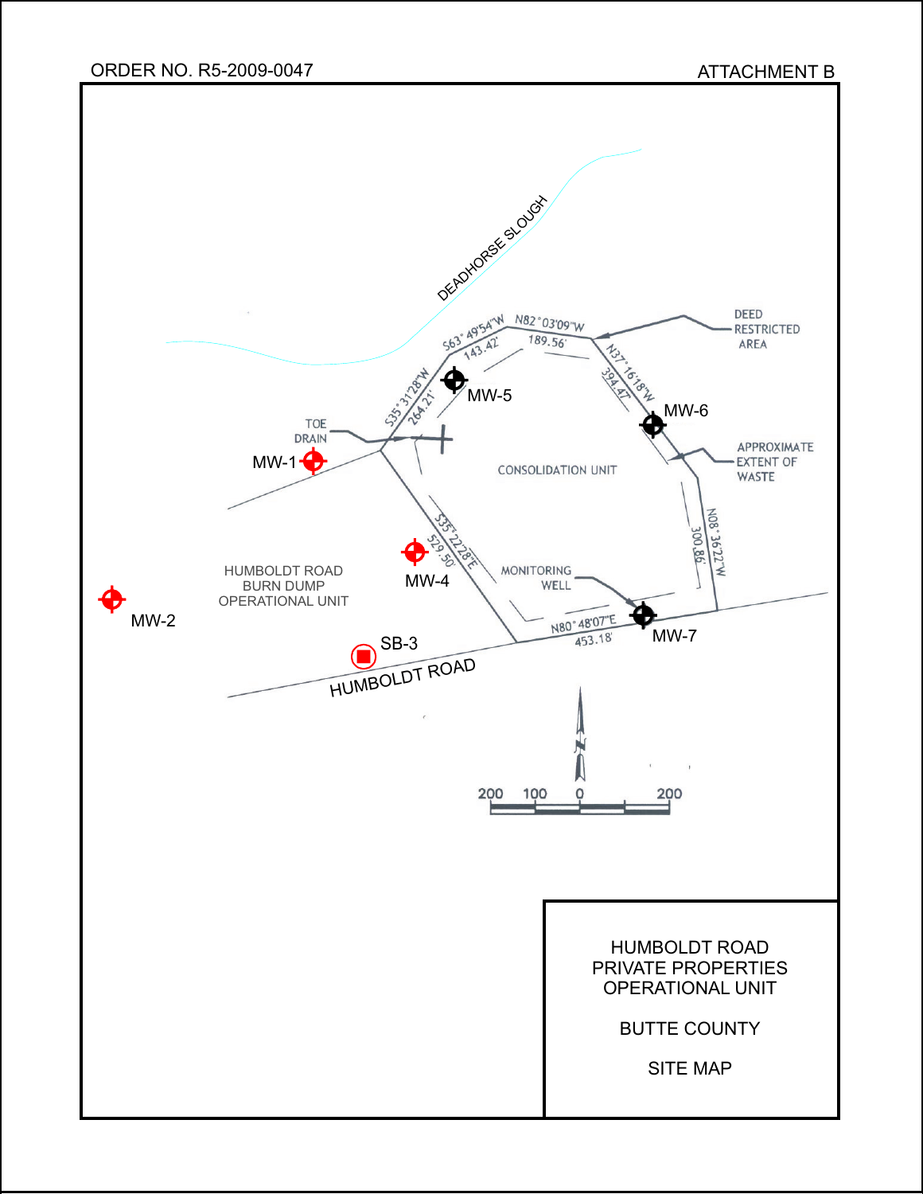ORDER NO. R5-2009-0047

ATTACHMENT B

DEADHORSE SLOUGH

S63° 49'54"W 143.42'

N82° 03'09"W 189.56'

DEED RESTRICTED AREA

N37° 16'18"W 394.47'

S35° 31'28"W 264.21'

MW-5

MW-6

TOE DRAIN

MW-1

APPROXIMATE EXTENT OF WASTE

CONSOLIDATION UNIT

S35° 22'28"E 529.50'

N08° 36'22"W 300.86'

MW-4

MONITORING WELL

HUMBOLDT ROAD BURN DUMP OPERATIONAL UNIT

MW-2

N80° 48'07"E 453.18'

MW-7

SB-3

HUMBOLDT ROAD

200 100 0 200

HUMBOLDT ROAD PRIVATE PROPERTIES OPERATIONAL UNIT

BUTTE COUNTY

SITE MAP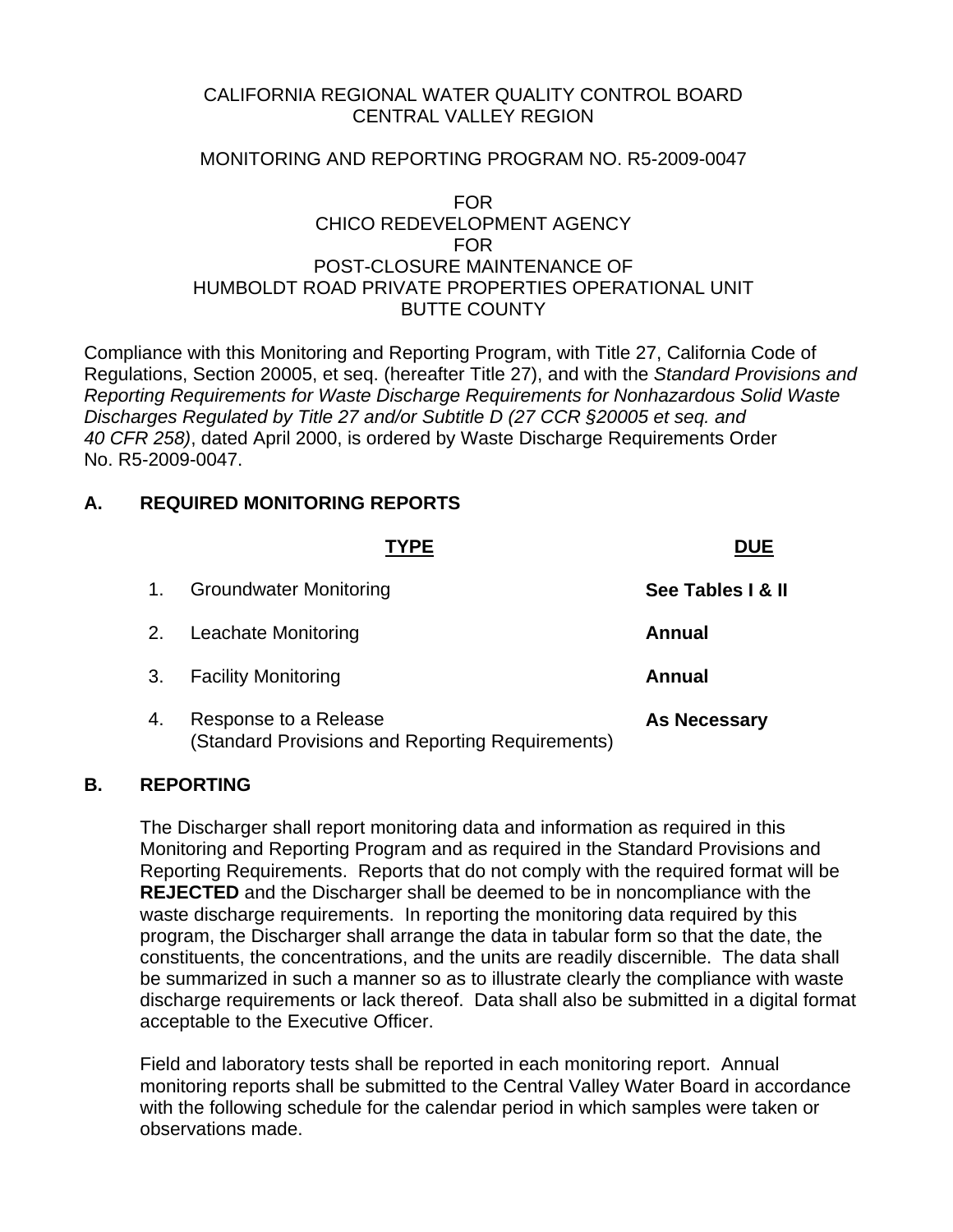CALIFORNIA REGIONAL WATER QUALITY CONTROL BOARD
CENTRAL VALLEY REGION

MONITORING AND REPORTING PROGRAM NO. R5-2009-0047

FOR
CHICO REDEVELOPMENT AGENCY
FOR
POST-CLOSURE MAINTENANCE OF
HUMBOLDT ROAD PRIVATE PROPERTIES OPERATIONAL UNIT
BUTTE COUNTY

Compliance with this Monitoring and Reporting Program, with Title 27, California Code of Regulations, Section 20005, et seq. (hereafter Title 27), and with the *Standard Provisions and Reporting Requirements for Waste Discharge Requirements for Nonhazardous Solid Waste Discharges Regulated by Title 27 and/or Subtitle D (27 CCR §20005 et seq. and 40 CFR 258)*, dated April 2000, is ordered by Waste Discharge Requirements Order No. R5-2009-0047.

## A. REQUIRED MONITORING REPORTS

| | TYPE | DUE |
|---|---|---|
| 1. | Groundwater Monitoring | **See Tables I & II** |
| 2. | Leachate Monitoring | **Annual** |
| 3. | Facility Monitoring | **Annual** |
| 4. | Response to a Release (Standard Provisions and Reporting Requirements) | **As Necessary** |

## B. REPORTING

The Discharger shall report monitoring data and information as required in this Monitoring and Reporting Program and as required in the Standard Provisions and Reporting Requirements. Reports that do not comply with the required format will be **REJECTED** and the Discharger shall be deemed to be in noncompliance with the waste discharge requirements. In reporting the monitoring data required by this program, the Discharger shall arrange the data in tabular form so that the date, the constituents, the concentrations, and the units are readily discernible. The data shall be summarized in such a manner so as to illustrate clearly the compliance with waste discharge requirements or lack thereof. Data shall also be submitted in a digital format acceptable to the Executive Officer.

Field and laboratory tests shall be reported in each monitoring report. Annual monitoring reports shall be submitted to the Central Valley Water Board in accordance with the following schedule for the calendar period in which samples were taken or observations made.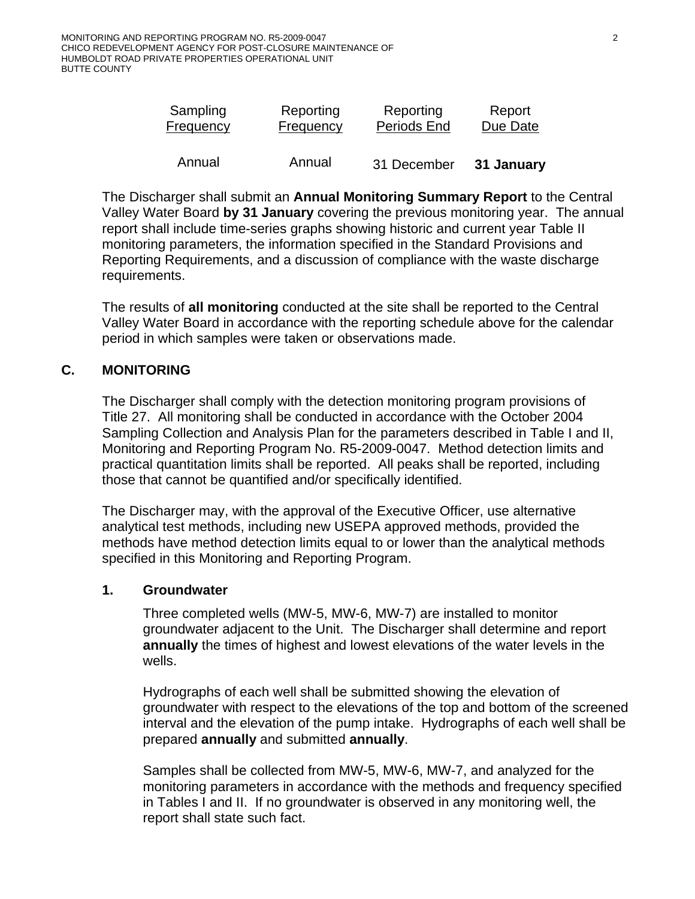| Sampling Frequency | Reporting Frequency | Reporting Periods End | Report Due Date |
|---|---|---|---|
| Annual | Annual | 31 December | **31 January** |

The Discharger shall submit an **Annual Monitoring Summary Report** to the Central Valley Water Board **by 31 January** covering the previous monitoring year. The annual report shall include time-series graphs showing historic and current year Table II monitoring parameters, the information specified in the Standard Provisions and Reporting Requirements, and a discussion of compliance with the waste discharge requirements.

The results of **all monitoring** conducted at the site shall be reported to the Central Valley Water Board in accordance with the reporting schedule above for the calendar period in which samples were taken or observations made.

## C. MONITORING

The Discharger shall comply with the detection monitoring program provisions of Title 27. All monitoring shall be conducted in accordance with the October 2004 Sampling Collection and Analysis Plan for the parameters described in Table I and II, Monitoring and Reporting Program No. R5-2009-0047. Method detection limits and practical quantitation limits shall be reported. All peaks shall be reported, including those that cannot be quantified and/or specifically identified.

The Discharger may, with the approval of the Executive Officer, use alternative analytical test methods, including new USEPA approved methods, provided the methods have method detection limits equal to or lower than the analytical methods specified in this Monitoring and Reporting Program.

### 1. Groundwater

Three completed wells (MW-5, MW-6, MW-7) are installed to monitor groundwater adjacent to the Unit. The Discharger shall determine and report **annually** the times of highest and lowest elevations of the water levels in the wells.

Hydrographs of each well shall be submitted showing the elevation of groundwater with respect to the elevations of the top and bottom of the screened interval and the elevation of the pump intake. Hydrographs of each well shall be prepared **annually** and submitted **annually**.

Samples shall be collected from MW-5, MW-6, MW-7, and analyzed for the monitoring parameters in accordance with the methods and frequency specified in Tables I and II. If no groundwater is observed in any monitoring well, the report shall state such fact.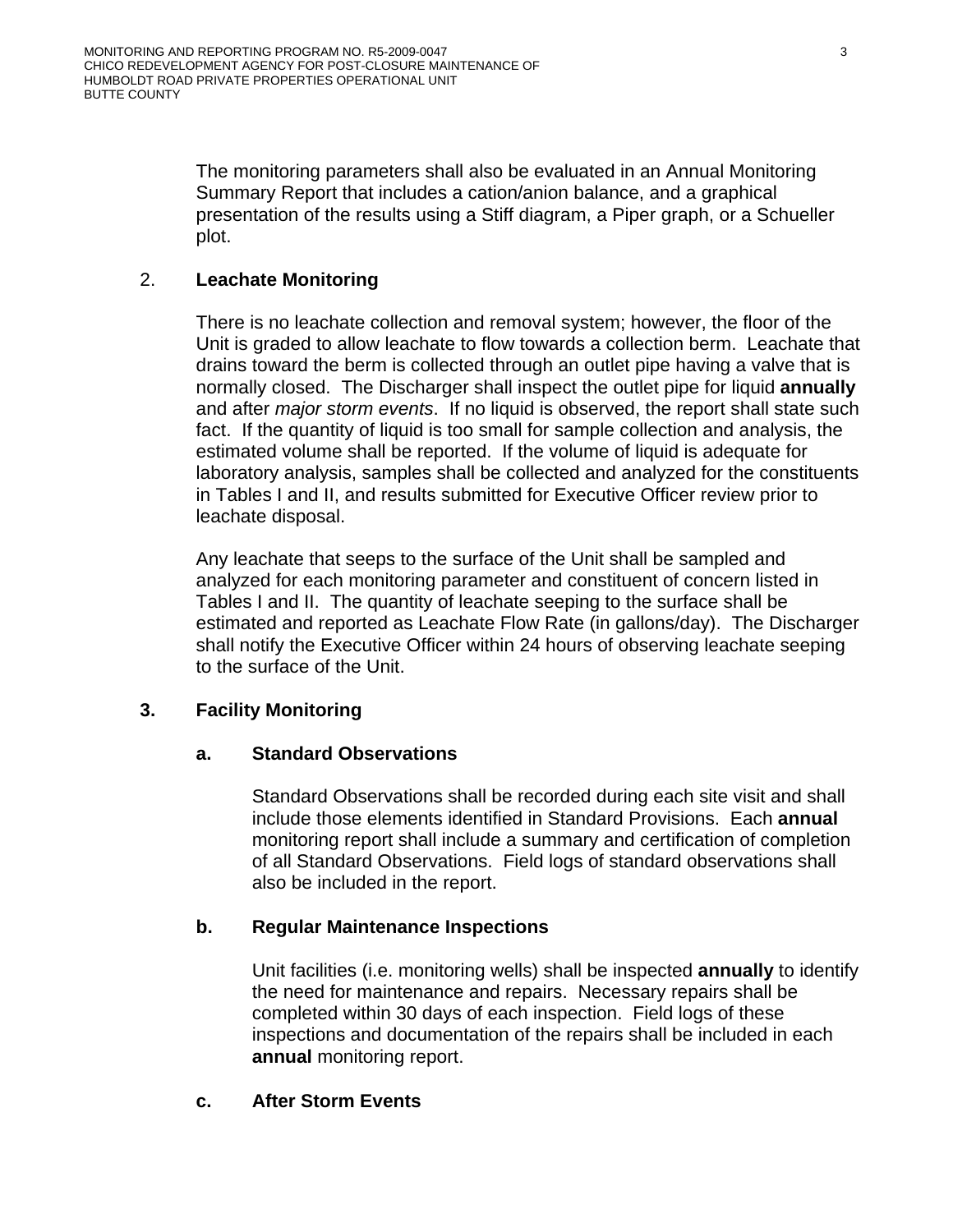The monitoring parameters shall also be evaluated in an Annual Monitoring Summary Report that includes a cation/anion balance, and a graphical presentation of the results using a Stiff diagram, a Piper graph, or a Schueller plot.

2. **Leachate Monitoring**

There is no leachate collection and removal system; however, the floor of the Unit is graded to allow leachate to flow towards a collection berm. Leachate that drains toward the berm is collected through an outlet pipe having a valve that is normally closed. The Discharger shall inspect the outlet pipe for liquid **annually** and after *major storm events*. If no liquid is observed, the report shall state such fact. If the quantity of liquid is too small for sample collection and analysis, the estimated volume shall be reported. If the volume of liquid is adequate for laboratory analysis, samples shall be collected and analyzed for the constituents in Tables I and II, and results submitted for Executive Officer review prior to leachate disposal.

Any leachate that seeps to the surface of the Unit shall be sampled and analyzed for each monitoring parameter and constituent of concern listed in Tables I and II. The quantity of leachate seeping to the surface shall be estimated and reported as Leachate Flow Rate (in gallons/day). The Discharger shall notify the Executive Officer within 24 hours of observing leachate seeping to the surface of the Unit.

**3. Facility Monitoring**

**a. Standard Observations**

Standard Observations shall be recorded during each site visit and shall include those elements identified in Standard Provisions. Each **annual** monitoring report shall include a summary and certification of completion of all Standard Observations. Field logs of standard observations shall also be included in the report.

**b. Regular Maintenance Inspections**

Unit facilities (i.e. monitoring wells) shall be inspected **annually** to identify the need for maintenance and repairs. Necessary repairs shall be completed within 30 days of each inspection. Field logs of these inspections and documentation of the repairs shall be included in each **annual** monitoring report.

**c. After Storm Events**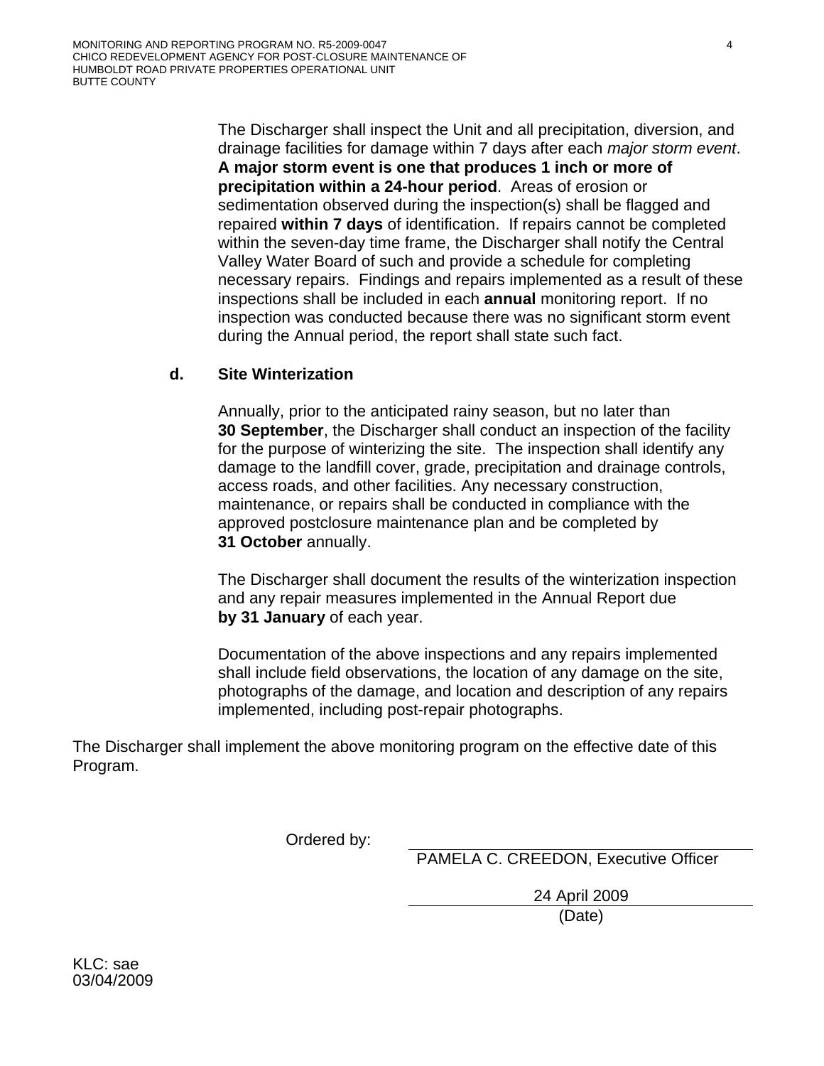The Discharger shall inspect the Unit and all precipitation, diversion, and drainage facilities for damage within 7 days after each *major storm event*. **A major storm event is one that produces 1 inch or more of precipitation within a 24-hour period**. Areas of erosion or sedimentation observed during the inspection(s) shall be flagged and repaired **within 7 days** of identification. If repairs cannot be completed within the seven-day time frame, the Discharger shall notify the Central Valley Water Board of such and provide a schedule for completing necessary repairs. Findings and repairs implemented as a result of these inspections shall be included in each **annual** monitoring report. If no inspection was conducted because there was no significant storm event during the Annual period, the report shall state such fact.

**d. Site Winterization**

Annually, prior to the anticipated rainy season, but no later than **30 September**, the Discharger shall conduct an inspection of the facility for the purpose of winterizing the site. The inspection shall identify any damage to the landfill cover, grade, precipitation and drainage controls, access roads, and other facilities. Any necessary construction, maintenance, or repairs shall be conducted in compliance with the approved postclosure maintenance plan and be completed by **31 October** annually.

The Discharger shall document the results of the winterization inspection and any repair measures implemented in the Annual Report due **by 31 January** of each year.

Documentation of the above inspections and any repairs implemented shall include field observations, the location of any damage on the site, photographs of the damage, and location and description of any repairs implemented, including post-repair photographs.

The Discharger shall implement the above monitoring program on the effective date of this Program.

Ordered by: \_\_\_\_\_\_\_\_\_\_\_\_\_\_\_\_\_\_\_\_\_\_\_\_\_\_\_\_\_\_\_\_
PAMELA C. CREEDON, Executive Officer

24 April 2009
(Date)

KLC: sae
03/04/2009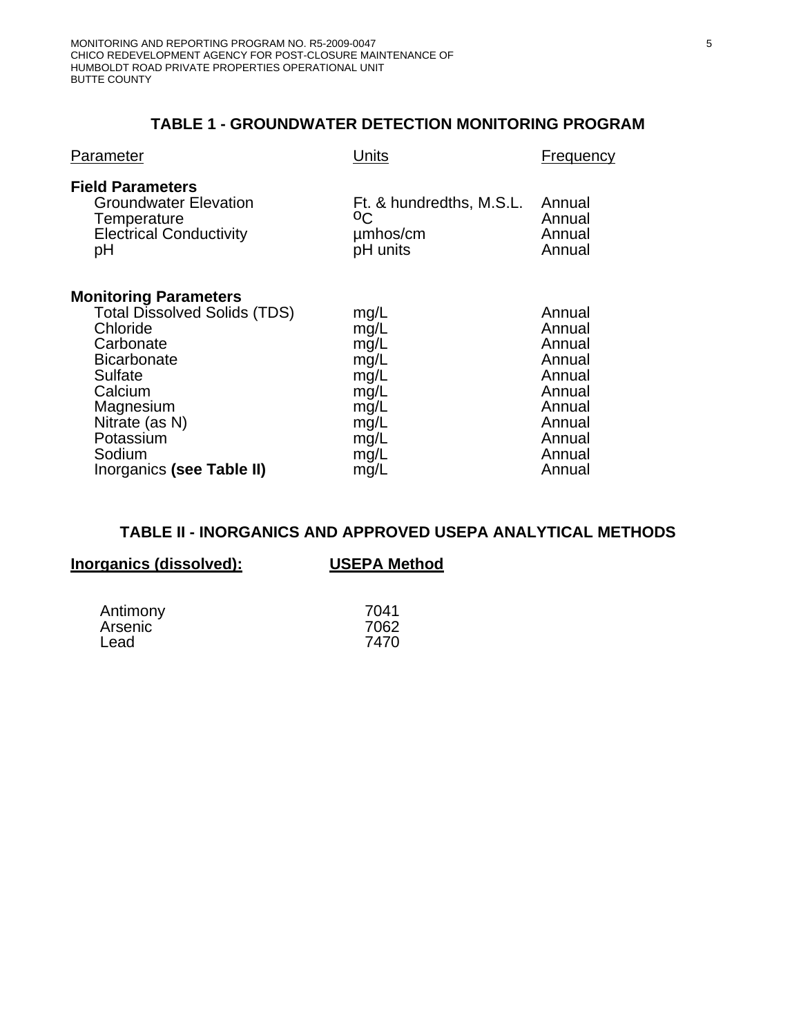## TABLE 1 - GROUNDWATER DETECTION MONITORING PROGRAM

| Parameter | Units | Frequency |
|---|---|---|
| **Field Parameters** | | |
| Groundwater Elevation | Ft. & hundredths, M.S.L. | Annual |
| Temperature | $^{o}C$ | Annual |
| Electrical Conductivity | µmhos/cm | Annual |
| pH | pH units | Annual |
| **Monitoring Parameters** | | |
| Total Dissolved Solids (TDS) | mg/L | Annual |
| Chloride | mg/L | Annual |
| Carbonate | mg/L | Annual |
| Bicarbonate | mg/L | Annual |
| Sulfate | mg/L | Annual |
| Calcium | mg/L | Annual |
| Magnesium | mg/L | Annual |
| Nitrate (as N) | mg/L | Annual |
| Potassium | mg/L | Annual |
| Sodium | mg/L | Annual |
| Inorganics **(see Table II)** | mg/L | Annual |

## TABLE II - INORGANICS AND APPROVED USEPA ANALYTICAL METHODS

| Inorganics (dissolved): | USEPA Method |
|---|---|
| Antimony | 7041 |
| Arsenic | 7062 |
| Lead | 7470 |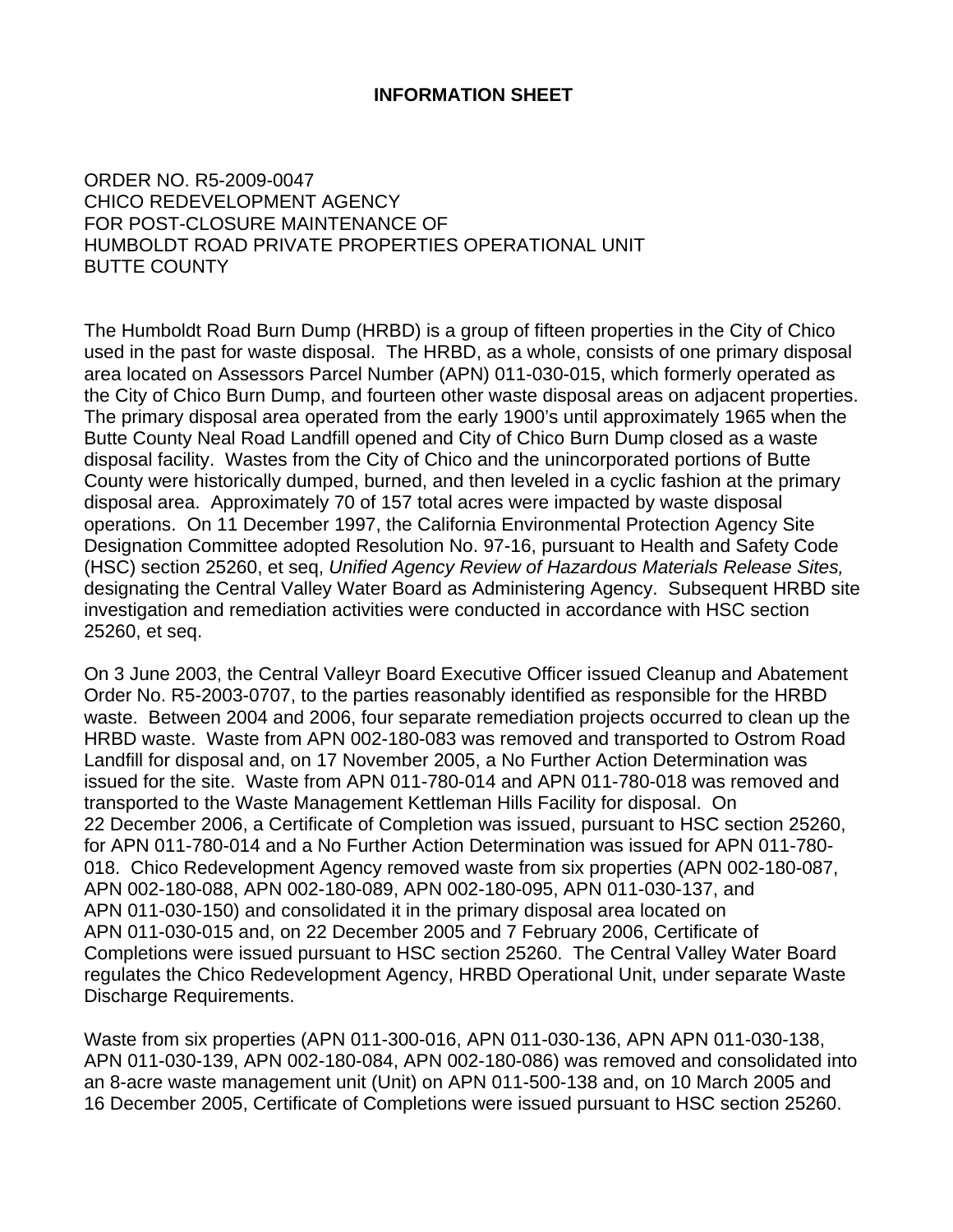# INFORMATION SHEET

ORDER NO. R5-2009-0047
CHICO REDEVELOPMENT AGENCY
FOR POST-CLOSURE MAINTENANCE OF
HUMBOLDT ROAD PRIVATE PROPERTIES OPERATIONAL UNIT
BUTTE COUNTY

The Humboldt Road Burn Dump (HRBD) is a group of fifteen properties in the City of Chico used in the past for waste disposal. The HRBD, as a whole, consists of one primary disposal area located on Assessors Parcel Number (APN) 011-030-015, which formerly operated as the City of Chico Burn Dump, and fourteen other waste disposal areas on adjacent properties. The primary disposal area operated from the early 1900's until approximately 1965 when the Butte County Neal Road Landfill opened and City of Chico Burn Dump closed as a waste disposal facility. Wastes from the City of Chico and the unincorporated portions of Butte County were historically dumped, burned, and then leveled in a cyclic fashion at the primary disposal area. Approximately 70 of 157 total acres were impacted by waste disposal operations. On 11 December 1997, the California Environmental Protection Agency Site Designation Committee adopted Resolution No. 97-16, pursuant to Health and Safety Code (HSC) section 25260, et seq, *Unified Agency Review of Hazardous Materials Release Sites,* designating the Central Valley Water Board as Administering Agency. Subsequent HRBD site investigation and remediation activities were conducted in accordance with HSC section 25260, et seq.

On 3 June 2003, the Central Valleyr Board Executive Officer issued Cleanup and Abatement Order No. R5-2003-0707, to the parties reasonably identified as responsible for the HRBD waste. Between 2004 and 2006, four separate remediation projects occurred to clean up the HRBD waste. Waste from APN 002-180-083 was removed and transported to Ostrom Road Landfill for disposal and, on 17 November 2005, a No Further Action Determination was issued for the site. Waste from APN 011-780-014 and APN 011-780-018 was removed and transported to the Waste Management Kettleman Hills Facility for disposal. On 22 December 2006, a Certificate of Completion was issued, pursuant to HSC section 25260, for APN 011-780-014 and a No Further Action Determination was issued for APN 011-780-018. Chico Redevelopment Agency removed waste from six properties (APN 002-180-087, APN 002-180-088, APN 002-180-089, APN 002-180-095, APN 011-030-137, and APN 011-030-150) and consolidated it in the primary disposal area located on APN 011-030-015 and, on 22 December 2005 and 7 February 2006, Certificate of Completions were issued pursuant to HSC section 25260. The Central Valley Water Board regulates the Chico Redevelopment Agency, HRBD Operational Unit, under separate Waste Discharge Requirements.

Waste from six properties (APN 011-300-016, APN 011-030-136, APN APN 011-030-138, APN 011-030-139, APN 002-180-084, APN 002-180-086) was removed and consolidated into an 8-acre waste management unit (Unit) on APN 011-500-138 and, on 10 March 2005 and 16 December 2005, Certificate of Completions were issued pursuant to HSC section 25260.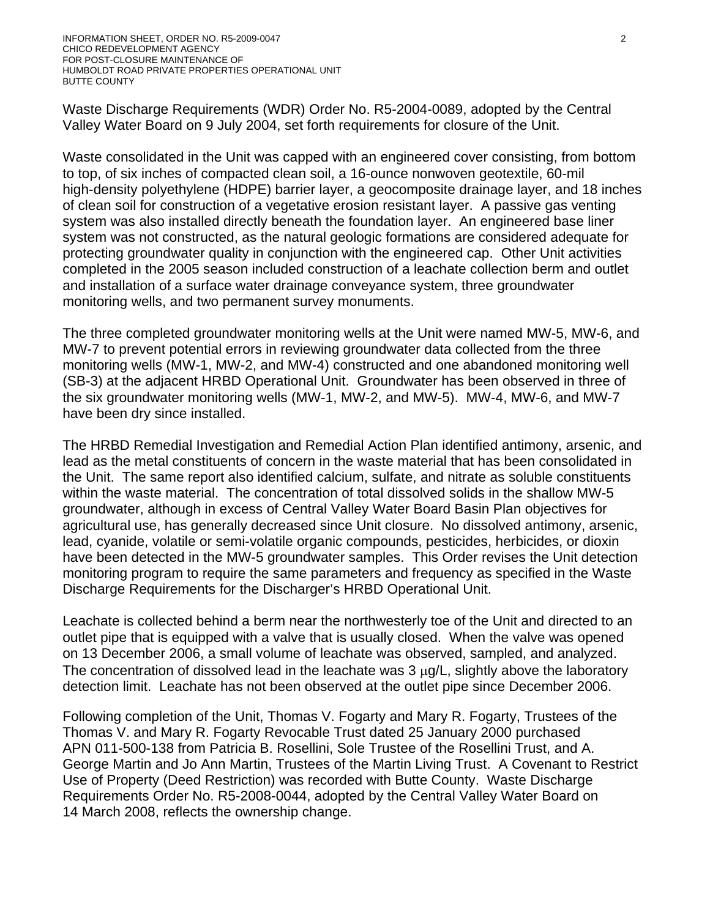Waste Discharge Requirements (WDR) Order No. R5-2004-0089, adopted by the Central Valley Water Board on 9 July 2004, set forth requirements for closure of the Unit.

Waste consolidated in the Unit was capped with an engineered cover consisting, from bottom to top, of six inches of compacted clean soil, a 16-ounce nonwoven geotextile, 60-mil high-density polyethylene (HDPE) barrier layer, a geocomposite drainage layer, and 18 inches of clean soil for construction of a vegetative erosion resistant layer. A passive gas venting system was also installed directly beneath the foundation layer. An engineered base liner system was not constructed, as the natural geologic formations are considered adequate for protecting groundwater quality in conjunction with the engineered cap. Other Unit activities completed in the 2005 season included construction of a leachate collection berm and outlet and installation of a surface water drainage conveyance system, three groundwater monitoring wells, and two permanent survey monuments.

The three completed groundwater monitoring wells at the Unit were named MW-5, MW-6, and MW-7 to prevent potential errors in reviewing groundwater data collected from the three monitoring wells (MW-1, MW-2, and MW-4) constructed and one abandoned monitoring well (SB-3) at the adjacent HRBD Operational Unit. Groundwater has been observed in three of the six groundwater monitoring wells (MW-1, MW-2, and MW-5). MW-4, MW-6, and MW-7 have been dry since installed.

The HRBD Remedial Investigation and Remedial Action Plan identified antimony, arsenic, and lead as the metal constituents of concern in the waste material that has been consolidated in the Unit. The same report also identified calcium, sulfate, and nitrate as soluble constituents within the waste material. The concentration of total dissolved solids in the shallow MW-5 groundwater, although in excess of Central Valley Water Board Basin Plan objectives for agricultural use, has generally decreased since Unit closure. No dissolved antimony, arsenic, lead, cyanide, volatile or semi-volatile organic compounds, pesticides, herbicides, or dioxin have been detected in the MW-5 groundwater samples. This Order revises the Unit detection monitoring program to require the same parameters and frequency as specified in the Waste Discharge Requirements for the Discharger's HRBD Operational Unit.

Leachate is collected behind a berm near the northwesterly toe of the Unit and directed to an outlet pipe that is equipped with a valve that is usually closed. When the valve was opened on 13 December 2006, a small volume of leachate was observed, sampled, and analyzed. The concentration of dissolved lead in the leachate was 3 $\mu$g/L, slightly above the laboratory detection limit. Leachate has not been observed at the outlet pipe since December 2006.

Following completion of the Unit, Thomas V. Fogarty and Mary R. Fogarty, Trustees of the Thomas V. and Mary R. Fogarty Revocable Trust dated 25 January 2000 purchased APN 011-500-138 from Patricia B. Rosellini, Sole Trustee of the Rosellini Trust, and A. George Martin and Jo Ann Martin, Trustees of the Martin Living Trust. A Covenant to Restrict Use of Property (Deed Restriction) was recorded with Butte County. Waste Discharge Requirements Order No. R5-2008-0044, adopted by the Central Valley Water Board on 14 March 2008, reflects the ownership change.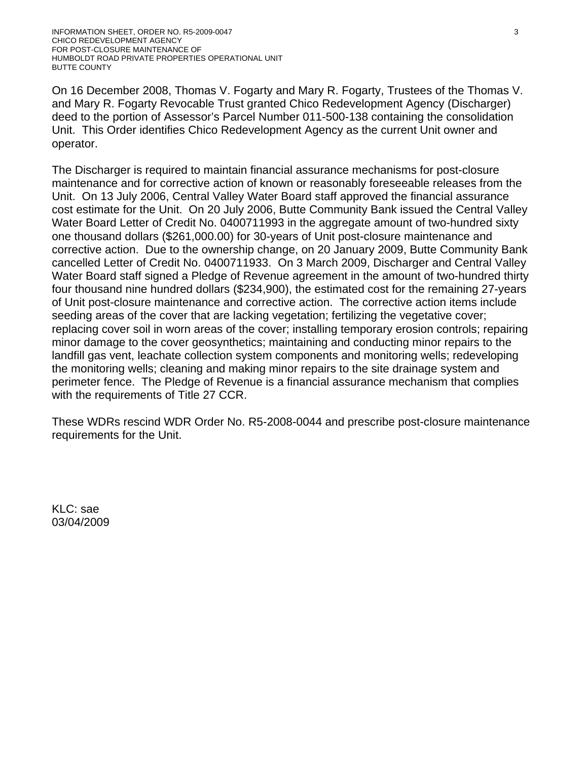On 16 December 2008, Thomas V. Fogarty and Mary R. Fogarty, Trustees of the Thomas V. and Mary R. Fogarty Revocable Trust granted Chico Redevelopment Agency (Discharger) deed to the portion of Assessor's Parcel Number 011-500-138 containing the consolidation Unit. This Order identifies Chico Redevelopment Agency as the current Unit owner and operator.

The Discharger is required to maintain financial assurance mechanisms for post-closure maintenance and for corrective action of known or reasonably foreseeable releases from the Unit. On 13 July 2006, Central Valley Water Board staff approved the financial assurance cost estimate for the Unit. On 20 July 2006, Butte Community Bank issued the Central Valley Water Board Letter of Credit No. 0400711993 in the aggregate amount of two-hundred sixty one thousand dollars ($261,000.00) for 30-years of Unit post-closure maintenance and corrective action. Due to the ownership change, on 20 January 2009, Butte Community Bank cancelled Letter of Credit No. 0400711933. On 3 March 2009, Discharger and Central Valley Water Board staff signed a Pledge of Revenue agreement in the amount of two-hundred thirty four thousand nine hundred dollars ($234,900), the estimated cost for the remaining 27-years of Unit post-closure maintenance and corrective action. The corrective action items include seeding areas of the cover that are lacking vegetation; fertilizing the vegetative cover; replacing cover soil in worn areas of the cover; installing temporary erosion controls; repairing minor damage to the cover geosynthetics; maintaining and conducting minor repairs to the landfill gas vent, leachate collection system components and monitoring wells; redeveloping the monitoring wells; cleaning and making minor repairs to the site drainage system and perimeter fence. The Pledge of Revenue is a financial assurance mechanism that complies with the requirements of Title 27 CCR.

These WDRs rescind WDR Order No. R5-2008-0044 and prescribe post-closure maintenance requirements for the Unit.

KLC: sae
03/04/2009